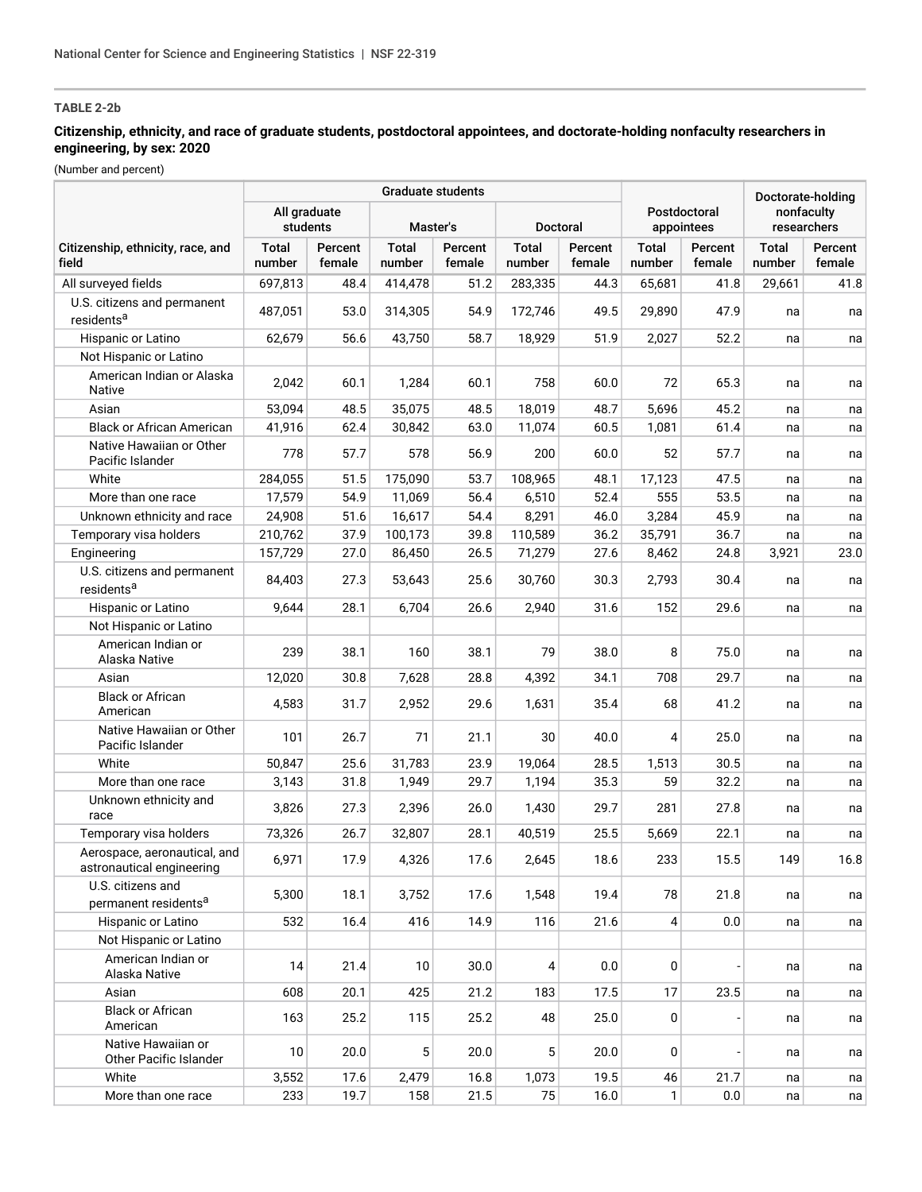**TABLE 2-2b**

**Citizenship, ethnicity, and race of graduate students, postdoctoral appointees, and doctorate-holding nonfaculty researchers in engineering, by sex: 2020**

(Number and percent)

| Citizenship, ethnicity, race, and field | Graduate students | | | | | | Postdoctoral appointees | | Doctorate-holding nonfaculty researchers | |
|---|---|---|---|---|---|---|---|---|---|---|
| | All graduate students | | Master's | | Doctoral | | | | | |
| | Total number | Percent female | Total number | Percent female | Total number | Percent female | Total number | Percent female | Total number | Percent female |
| All surveyed fields | 697,813 | 48.4 | 414,478 | 51.2 | 283,335 | 44.3 | 65,681 | 41.8 | 29,661 | 41.8 |
| U.S. citizens and permanent residents[a] | 487,051 | 53.0 | 314,305 | 54.9 | 172,746 | 49.5 | 29,890 | 47.9 | na | na |
| Hispanic or Latino | 62,679 | 56.6 | 43,750 | 58.7 | 18,929 | 51.9 | 2,027 | 52.2 | na | na |
| Not Hispanic or Latino | | | | | | | | | | |
| American Indian or Alaska Native | 2,042 | 60.1 | 1,284 | 60.1 | 758 | 60.0 | 72 | 65.3 | na | na |
| Asian | 53,094 | 48.5 | 35,075 | 48.5 | 18,019 | 48.7 | 5,696 | 45.2 | na | na |
| Black or African American | 41,916 | 62.4 | 30,842 | 63.0 | 11,074 | 60.5 | 1,081 | 61.4 | na | na |
| Native Hawaiian or Other Pacific Islander | 778 | 57.7 | 578 | 56.9 | 200 | 60.0 | 52 | 57.7 | na | na |
| White | 284,055 | 51.5 | 175,090 | 53.7 | 108,965 | 48.1 | 17,123 | 47.5 | na | na |
| More than one race | 17,579 | 54.9 | 11,069 | 56.4 | 6,510 | 52.4 | 555 | 53.5 | na | na |
| Unknown ethnicity and race | 24,908 | 51.6 | 16,617 | 54.4 | 8,291 | 46.0 | 3,284 | 45.9 | na | na |
| Temporary visa holders | 210,762 | 37.9 | 100,173 | 39.8 | 110,589 | 36.2 | 35,791 | 36.7 | na | na |
| Engineering | 157,729 | 27.0 | 86,450 | 26.5 | 71,279 | 27.6 | 8,462 | 24.8 | 3,921 | 23.0 |
| U.S. citizens and permanent residents[a] | 84,403 | 27.3 | 53,643 | 25.6 | 30,760 | 30.3 | 2,793 | 30.4 | na | na |
| Hispanic or Latino | 9,644 | 28.1 | 6,704 | 26.6 | 2,940 | 31.6 | 152 | 29.6 | na | na |
| Not Hispanic or Latino | | | | | | | | | | |
| American Indian or Alaska Native | 239 | 38.1 | 160 | 38.1 | 79 | 38.0 | 8 | 75.0 | na | na |
| Asian | 12,020 | 30.8 | 7,628 | 28.8 | 4,392 | 34.1 | 708 | 29.7 | na | na |
| Black or African American | 4,583 | 31.7 | 2,952 | 29.6 | 1,631 | 35.4 | 68 | 41.2 | na | na |
| Native Hawaiian or Other Pacific Islander | 101 | 26.7 | 71 | 21.1 | 30 | 40.0 | 4 | 25.0 | na | na |
| White | 50,847 | 25.6 | 31,783 | 23.9 | 19,064 | 28.5 | 1,513 | 30.5 | na | na |
| More than one race | 3,143 | 31.8 | 1,949 | 29.7 | 1,194 | 35.3 | 59 | 32.2 | na | na |
| Unknown ethnicity and race | 3,826 | 27.3 | 2,396 | 26.0 | 1,430 | 29.7 | 281 | 27.8 | na | na |
| Temporary visa holders | 73,326 | 26.7 | 32,807 | 28.1 | 40,519 | 25.5 | 5,669 | 22.1 | na | na |
| Aerospace, aeronautical, and astronautical engineering | 6,971 | 17.9 | 4,326 | 17.6 | 2,645 | 18.6 | 233 | 15.5 | 149 | 16.8 |
| U.S. citizens and permanent residents[a] | 5,300 | 18.1 | 3,752 | 17.6 | 1,548 | 19.4 | 78 | 21.8 | na | na |
| Hispanic or Latino | 532 | 16.4 | 416 | 14.9 | 116 | 21.6 | 4 | 0.0 | na | na |
| Not Hispanic or Latino | | | | | | | | | | |
| American Indian or Alaska Native | 14 | 21.4 | 10 | 30.0 | 4 | 0.0 | 0 | - | na | na |
| Asian | 608 | 20.1 | 425 | 21.2 | 183 | 17.5 | 17 | 23.5 | na | na |
| Black or African American | 163 | 25.2 | 115 | 25.2 | 48 | 25.0 | 0 | - | na | na |
| Native Hawaiian or Other Pacific Islander | 10 | 20.0 | 5 | 20.0 | 5 | 20.0 | 0 | - | na | na |
| White | 3,552 | 17.6 | 2,479 | 16.8 | 1,073 | 19.5 | 46 | 21.7 | na | na |
| More than one race | 233 | 19.7 | 158 | 21.5 | 75 | 16.0 | 1 | 0.0 | na | na |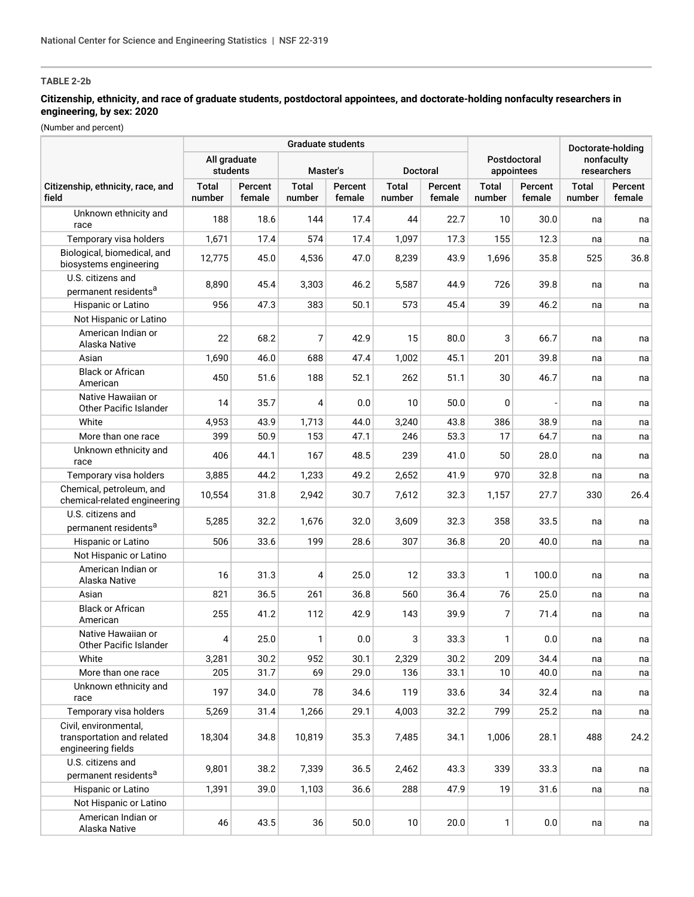**TABLE 2-2b**

**Citizenship, ethnicity, and race of graduate students, postdoctoral appointees, and doctorate-holding nonfaculty researchers in engineering, by sex: 2020**

(Number and percent)

| | Graduate students | | | | | | Postdoctoral appointees | | Doctorate-holding nonfaculty researchers | |
|---|---|---|---|---|---|---|---|---|---|---|
| | All graduate students | | Master's | | Doctoral | | | | | |
| Citizenship, ethnicity, race, and field | Total number | Percent female | Total number | Percent female | Total number | Percent female | Total number | Percent female | Total number | Percent female |
| Unknown ethnicity and race | 188 | 18.6 | 144 | 17.4 | 44 | 22.7 | 10 | 30.0 | na | na |
| Temporary visa holders | 1,671 | 17.4 | 574 | 17.4 | 1,097 | 17.3 | 155 | 12.3 | na | na |
| Biological, biomedical, and biosystems engineering | 12,775 | 45.0 | 4,536 | 47.0 | 8,239 | 43.9 | 1,696 | 35.8 | 525 | 36.8 |
| U.S. citizens and permanent residents[a] | 8,890 | 45.4 | 3,303 | 46.2 | 5,587 | 44.9 | 726 | 39.8 | na | na |
| Hispanic or Latino | 956 | 47.3 | 383 | 50.1 | 573 | 45.4 | 39 | 46.2 | na | na |
| Not Hispanic or Latino | | | | | | | | | | |
| American Indian or Alaska Native | 22 | 68.2 | 7 | 42.9 | 15 | 80.0 | 3 | 66.7 | na | na |
| Asian | 1,690 | 46.0 | 688 | 47.4 | 1,002 | 45.1 | 201 | 39.8 | na | na |
| Black or African American | 450 | 51.6 | 188 | 52.1 | 262 | 51.1 | 30 | 46.7 | na | na |
| Native Hawaiian or Other Pacific Islander | 14 | 35.7 | 4 | 0.0 | 10 | 50.0 | 0 | - | na | na |
| White | 4,953 | 43.9 | 1,713 | 44.0 | 3,240 | 43.8 | 386 | 38.9 | na | na |
| More than one race | 399 | 50.9 | 153 | 47.1 | 246 | 53.3 | 17 | 64.7 | na | na |
| Unknown ethnicity and race | 406 | 44.1 | 167 | 48.5 | 239 | 41.0 | 50 | 28.0 | na | na |
| Temporary visa holders | 3,885 | 44.2 | 1,233 | 49.2 | 2,652 | 41.9 | 970 | 32.8 | na | na |
| Chemical, petroleum, and chemical-related engineering | 10,554 | 31.8 | 2,942 | 30.7 | 7,612 | 32.3 | 1,157 | 27.7 | 330 | 26.4 |
| U.S. citizens and permanent residents[a] | 5,285 | 32.2 | 1,676 | 32.0 | 3,609 | 32.3 | 358 | 33.5 | na | na |
| Hispanic or Latino | 506 | 33.6 | 199 | 28.6 | 307 | 36.8 | 20 | 40.0 | na | na |
| Not Hispanic or Latino | | | | | | | | | | |
| American Indian or Alaska Native | 16 | 31.3 | 4 | 25.0 | 12 | 33.3 | 1 | 100.0 | na | na |
| Asian | 821 | 36.5 | 261 | 36.8 | 560 | 36.4 | 76 | 25.0 | na | na |
| Black or African American | 255 | 41.2 | 112 | 42.9 | 143 | 39.9 | 7 | 71.4 | na | na |
| Native Hawaiian or Other Pacific Islander | 4 | 25.0 | 1 | 0.0 | 3 | 33.3 | 1 | 0.0 | na | na |
| White | 3,281 | 30.2 | 952 | 30.1 | 2,329 | 30.2 | 209 | 34.4 | na | na |
| More than one race | 205 | 31.7 | 69 | 29.0 | 136 | 33.1 | 10 | 40.0 | na | na |
| Unknown ethnicity and race | 197 | 34.0 | 78 | 34.6 | 119 | 33.6 | 34 | 32.4 | na | na |
| Temporary visa holders | 5,269 | 31.4 | 1,266 | 29.1 | 4,003 | 32.2 | 799 | 25.2 | na | na |
| Civil, environmental, transportation and related engineering fields | 18,304 | 34.8 | 10,819 | 35.3 | 7,485 | 34.1 | 1,006 | 28.1 | 488 | 24.2 |
| U.S. citizens and permanent residents[a] | 9,801 | 38.2 | 7,339 | 36.5 | 2,462 | 43.3 | 339 | 33.3 | na | na |
| Hispanic or Latino | 1,391 | 39.0 | 1,103 | 36.6 | 288 | 47.9 | 19 | 31.6 | na | na |
| Not Hispanic or Latino | | | | | | | | | | |
| American Indian or Alaska Native | 46 | 43.5 | 36 | 50.0 | 10 | 20.0 | 1 | 0.0 | na | na |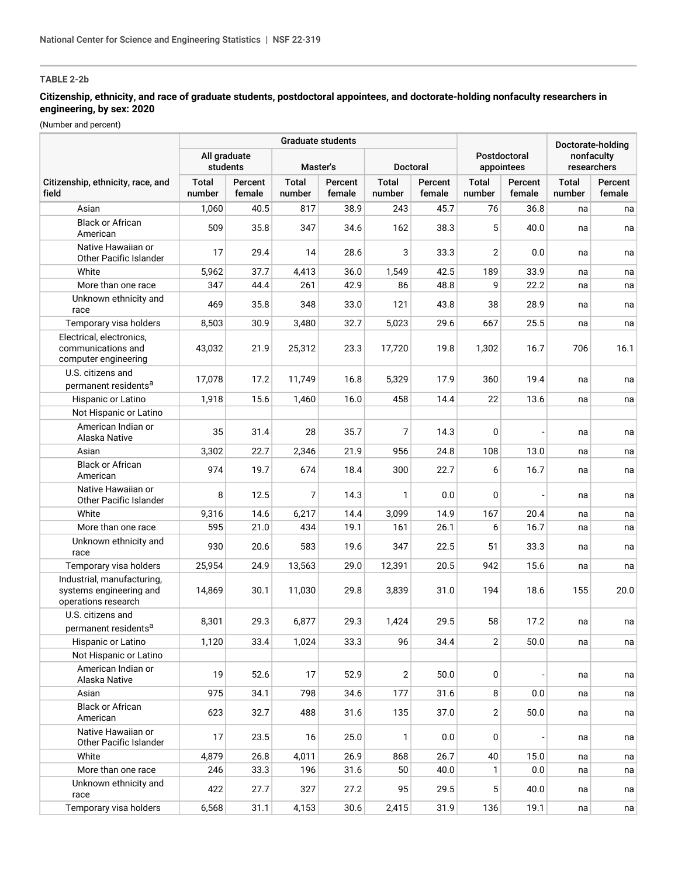**TABLE 2-2b**

**Citizenship, ethnicity, and race of graduate students, postdoctoral appointees, and doctorate-holding nonfaculty researchers in engineering, by sex: 2020**

(Number and percent)

| | Graduate students | | | | | | Postdoctoral appointees | | Doctorate-holding nonfaculty researchers | |
|---|---|---|---|---|---|---|---|---|---|---|
| | All graduate students | | Master's | | Doctoral | | | | | |
| Citizenship, ethnicity, race, and field | Total number | Percent female | Total number | Percent female | Total number | Percent female | Total number | Percent female | Total number | Percent female |
| Asian | 1,060 | 40.5 | 817 | 38.9 | 243 | 45.7 | 76 | 36.8 | na | na |
| Black or African American | 509 | 35.8 | 347 | 34.6 | 162 | 38.3 | 5 | 40.0 | na | na |
| Native Hawaiian or Other Pacific Islander | 17 | 29.4 | 14 | 28.6 | 3 | 33.3 | 2 | 0.0 | na | na |
| White | 5,962 | 37.7 | 4,413 | 36.0 | 1,549 | 42.5 | 189 | 33.9 | na | na |
| More than one race | 347 | 44.4 | 261 | 42.9 | 86 | 48.8 | 9 | 22.2 | na | na |
| Unknown ethnicity and race | 469 | 35.8 | 348 | 33.0 | 121 | 43.8 | 38 | 28.9 | na | na |
| Temporary visa holders | 8,503 | 30.9 | 3,480 | 32.7 | 5,023 | 29.6 | 667 | 25.5 | na | na |
| Electrical, electronics, communications and computer engineering | 43,032 | 21.9 | 25,312 | 23.3 | 17,720 | 19.8 | 1,302 | 16.7 | 706 | 16.1 |
| U.S. citizens and permanent residents[a] | 17,078 | 17.2 | 11,749 | 16.8 | 5,329 | 17.9 | 360 | 19.4 | na | na |
| Hispanic or Latino | 1,918 | 15.6 | 1,460 | 16.0 | 458 | 14.4 | 22 | 13.6 | na | na |
| Not Hispanic or Latino | | | | | | | | | | |
| American Indian or Alaska Native | 35 | 31.4 | 28 | 35.7 | 7 | 14.3 | 0 | - | na | na |
| Asian | 3,302 | 22.7 | 2,346 | 21.9 | 956 | 24.8 | 108 | 13.0 | na | na |
| Black or African American | 974 | 19.7 | 674 | 18.4 | 300 | 22.7 | 6 | 16.7 | na | na |
| Native Hawaiian or Other Pacific Islander | 8 | 12.5 | 7 | 14.3 | 1 | 0.0 | 0 | - | na | na |
| White | 9,316 | 14.6 | 6,217 | 14.4 | 3,099 | 14.9 | 167 | 20.4 | na | na |
| More than one race | 595 | 21.0 | 434 | 19.1 | 161 | 26.1 | 6 | 16.7 | na | na |
| Unknown ethnicity and race | 930 | 20.6 | 583 | 19.6 | 347 | 22.5 | 51 | 33.3 | na | na |
| Temporary visa holders | 25,954 | 24.9 | 13,563 | 29.0 | 12,391 | 20.5 | 942 | 15.6 | na | na |
| Industrial, manufacturing, systems engineering and operations research | 14,869 | 30.1 | 11,030 | 29.8 | 3,839 | 31.0 | 194 | 18.6 | 155 | 20.0 |
| U.S. citizens and permanent residents[a] | 8,301 | 29.3 | 6,877 | 29.3 | 1,424 | 29.5 | 58 | 17.2 | na | na |
| Hispanic or Latino | 1,120 | 33.4 | 1,024 | 33.3 | 96 | 34.4 | 2 | 50.0 | na | na |
| Not Hispanic or Latino | | | | | | | | | | |
| American Indian or Alaska Native | 19 | 52.6 | 17 | 52.9 | 2 | 50.0 | 0 | - | na | na |
| Asian | 975 | 34.1 | 798 | 34.6 | 177 | 31.6 | 8 | 0.0 | na | na |
| Black or African American | 623 | 32.7 | 488 | 31.6 | 135 | 37.0 | 2 | 50.0 | na | na |
| Native Hawaiian or Other Pacific Islander | 17 | 23.5 | 16 | 25.0 | 1 | 0.0 | 0 | - | na | na |
| White | 4,879 | 26.8 | 4,011 | 26.9 | 868 | 26.7 | 40 | 15.0 | na | na |
| More than one race | 246 | 33.3 | 196 | 31.6 | 50 | 40.0 | 1 | 0.0 | na | na |
| Unknown ethnicity and race | 422 | 27.7 | 327 | 27.2 | 95 | 29.5 | 5 | 40.0 | na | na |
| Temporary visa holders | 6,568 | 31.1 | 4,153 | 30.6 | 2,415 | 31.9 | 136 | 19.1 | na | na |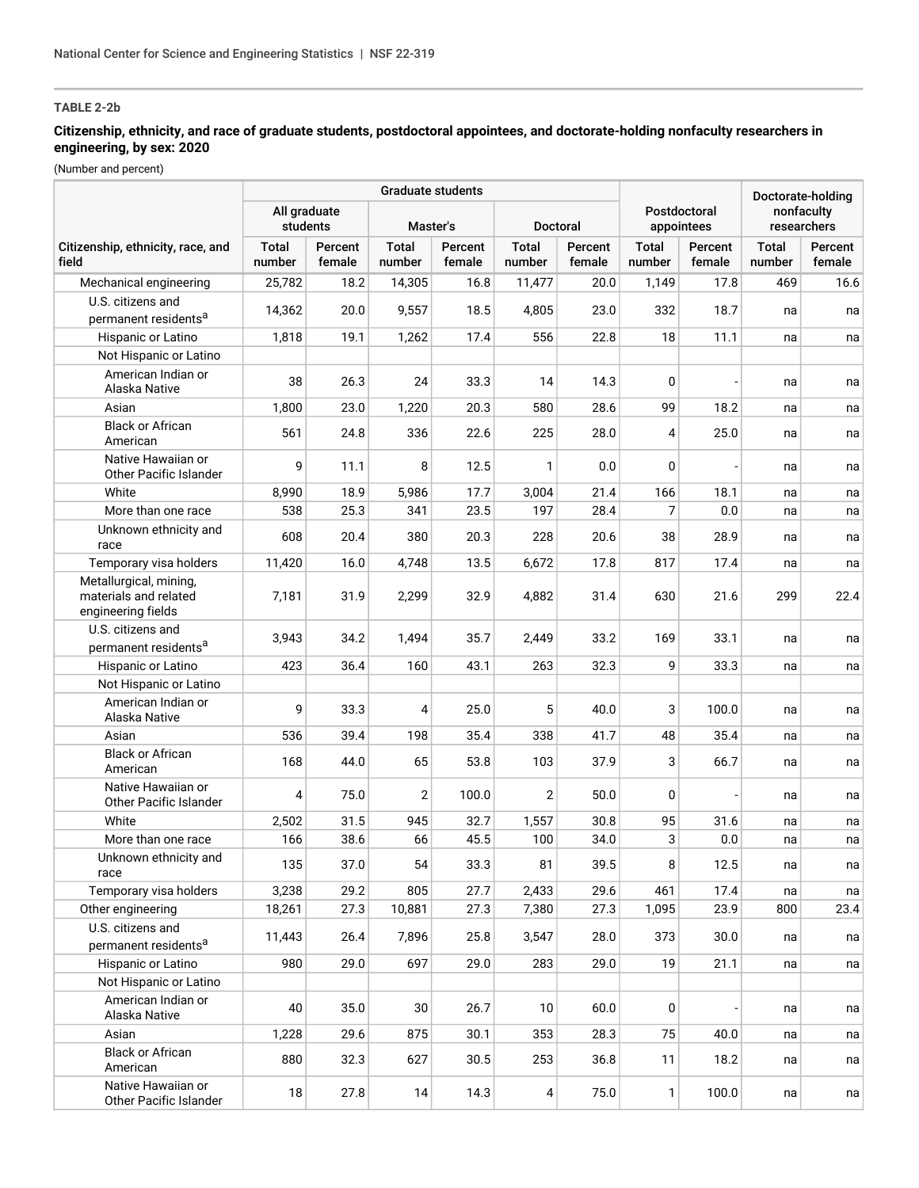**TABLE 2-2b**

**Citizenship, ethnicity, and race of graduate students, postdoctoral appointees, and doctorate-holding nonfaculty researchers in engineering, by sex: 2020**

(Number and percent)

| Citizenship, ethnicity, race, and field | Graduate students | | | | | | Postdoctoral appointees | | Doctorate-holding nonfaculty researchers | |
|---|---|---|---|---|---|---|---|---|---|---|
| | All graduate students | | Master's | | Doctoral | | | | | |
| | Total number | Percent female | Total number | Percent female | Total number | Percent female | Total number | Percent female | Total number | Percent female |
| Mechanical engineering | 25,782 | 18.2 | 14,305 | 16.8 | 11,477 | 20.0 | 1,149 | 17.8 | 469 | 16.6 |
| U.S. citizens and permanent residents[a] | 14,362 | 20.0 | 9,557 | 18.5 | 4,805 | 23.0 | 332 | 18.7 | na | na |
| Hispanic or Latino | 1,818 | 19.1 | 1,262 | 17.4 | 556 | 22.8 | 18 | 11.1 | na | na |
| Not Hispanic or Latino | | | | | | | | | | |
| American Indian or Alaska Native | 38 | 26.3 | 24 | 33.3 | 14 | 14.3 | 0 | - | na | na |
| Asian | 1,800 | 23.0 | 1,220 | 20.3 | 580 | 28.6 | 99 | 18.2 | na | na |
| Black or African American | 561 | 24.8 | 336 | 22.6 | 225 | 28.0 | 4 | 25.0 | na | na |
| Native Hawaiian or Other Pacific Islander | 9 | 11.1 | 8 | 12.5 | 1 | 0.0 | 0 | - | na | na |
| White | 8,990 | 18.9 | 5,986 | 17.7 | 3,004 | 21.4 | 166 | 18.1 | na | na |
| More than one race | 538 | 25.3 | 341 | 23.5 | 197 | 28.4 | 7 | 0.0 | na | na |
| Unknown ethnicity and race | 608 | 20.4 | 380 | 20.3 | 228 | 20.6 | 38 | 28.9 | na | na |
| Temporary visa holders | 11,420 | 16.0 | 4,748 | 13.5 | 6,672 | 17.8 | 817 | 17.4 | na | na |
| Metallurgical, mining, materials and related engineering fields | 7,181 | 31.9 | 2,299 | 32.9 | 4,882 | 31.4 | 630 | 21.6 | 299 | 22.4 |
| U.S. citizens and permanent residents[a] | 3,943 | 34.2 | 1,494 | 35.7 | 2,449 | 33.2 | 169 | 33.1 | na | na |
| Hispanic or Latino | 423 | 36.4 | 160 | 43.1 | 263 | 32.3 | 9 | 33.3 | na | na |
| Not Hispanic or Latino | | | | | | | | | | |
| American Indian or Alaska Native | 9 | 33.3 | 4 | 25.0 | 5 | 40.0 | 3 | 100.0 | na | na |
| Asian | 536 | 39.4 | 198 | 35.4 | 338 | 41.7 | 48 | 35.4 | na | na |
| Black or African American | 168 | 44.0 | 65 | 53.8 | 103 | 37.9 | 3 | 66.7 | na | na |
| Native Hawaiian or Other Pacific Islander | 4 | 75.0 | 2 | 100.0 | 2 | 50.0 | 0 | - | na | na |
| White | 2,502 | 31.5 | 945 | 32.7 | 1,557 | 30.8 | 95 | 31.6 | na | na |
| More than one race | 166 | 38.6 | 66 | 45.5 | 100 | 34.0 | 3 | 0.0 | na | na |
| Unknown ethnicity and race | 135 | 37.0 | 54 | 33.3 | 81 | 39.5 | 8 | 12.5 | na | na |
| Temporary visa holders | 3,238 | 29.2 | 805 | 27.7 | 2,433 | 29.6 | 461 | 17.4 | na | na |
| Other engineering | 18,261 | 27.3 | 10,881 | 27.3 | 7,380 | 27.3 | 1,095 | 23.9 | 800 | 23.4 |
| U.S. citizens and permanent residents[a] | 11,443 | 26.4 | 7,896 | 25.8 | 3,547 | 28.0 | 373 | 30.0 | na | na |
| Hispanic or Latino | 980 | 29.0 | 697 | 29.0 | 283 | 29.0 | 19 | 21.1 | na | na |
| Not Hispanic or Latino | | | | | | | | | | |
| American Indian or Alaska Native | 40 | 35.0 | 30 | 26.7 | 10 | 60.0 | 0 | - | na | na |
| Asian | 1,228 | 29.6 | 875 | 30.1 | 353 | 28.3 | 75 | 40.0 | na | na |
| Black or African American | 880 | 32.3 | 627 | 30.5 | 253 | 36.8 | 11 | 18.2 | na | na |
| Native Hawaiian or Other Pacific Islander | 18 | 27.8 | 14 | 14.3 | 4 | 75.0 | 1 | 100.0 | na | na |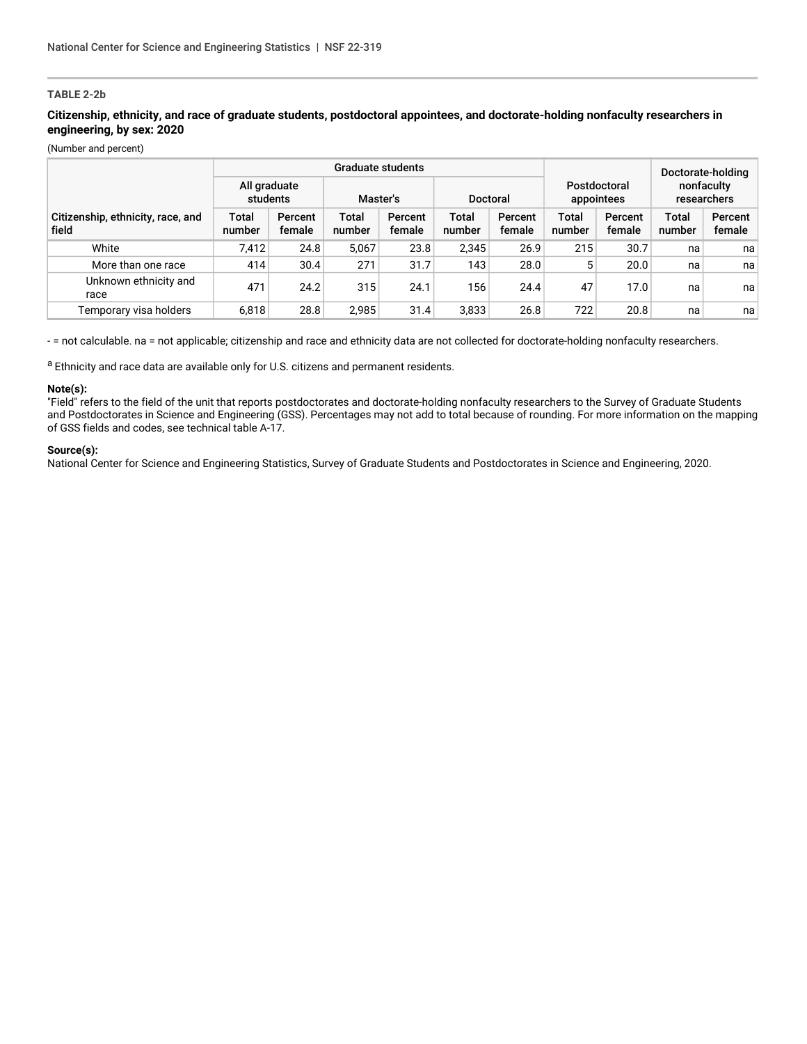**TABLE 2-2b**

**Citizenship, ethnicity, and race of graduate students, postdoctoral appointees, and doctorate-holding nonfaculty researchers in engineering, by sex: 2020**

(Number and percent)

| Citizenship, ethnicity, race, and field | Graduate students | | | | | | Postdoctoral appointees | | Doctorate-holding nonfaculty researchers | |
|---|---|---|---|---|---|---|---|---|---|---|
| | All graduate students | | Master's | | Doctoral | | | | | |
| | Total number | Percent female | Total number | Percent female | Total number | Percent female | Total number | Percent female | Total number | Percent female |
| White | 7,412 | 24.8 | 5,067 | 23.8 | 2,345 | 26.9 | 215 | 30.7 | na | na |
| More than one race | 414 | 30.4 | 271 | 31.7 | 143 | 28.0 | 5 | 20.0 | na | na |
| Unknown ethnicity and race | 471 | 24.2 | 315 | 24.1 | 156 | 24.4 | 47 | 17.0 | na | na |
| Temporary visa holders | 6,818 | 28.8 | 2,985 | 31.4 | 3,833 | 26.8 | 722 | 20.8 | na | na |

- = not calculable. na = not applicable; citizenship and race and ethnicity data are not collected for doctorate-holding nonfaculty researchers.

[a] Ethnicity and race data are available only for U.S. citizens and permanent residents.

**Note(s):**
"Field" refers to the field of the unit that reports postdoctorates and doctorate-holding nonfaculty researchers to the Survey of Graduate Students and Postdoctorates in Science and Engineering (GSS). Percentages may not add to total because of rounding. For more information on the mapping of GSS fields and codes, see technical table A-17.

**Source(s):**
National Center for Science and Engineering Statistics, Survey of Graduate Students and Postdoctorates in Science and Engineering, 2020.